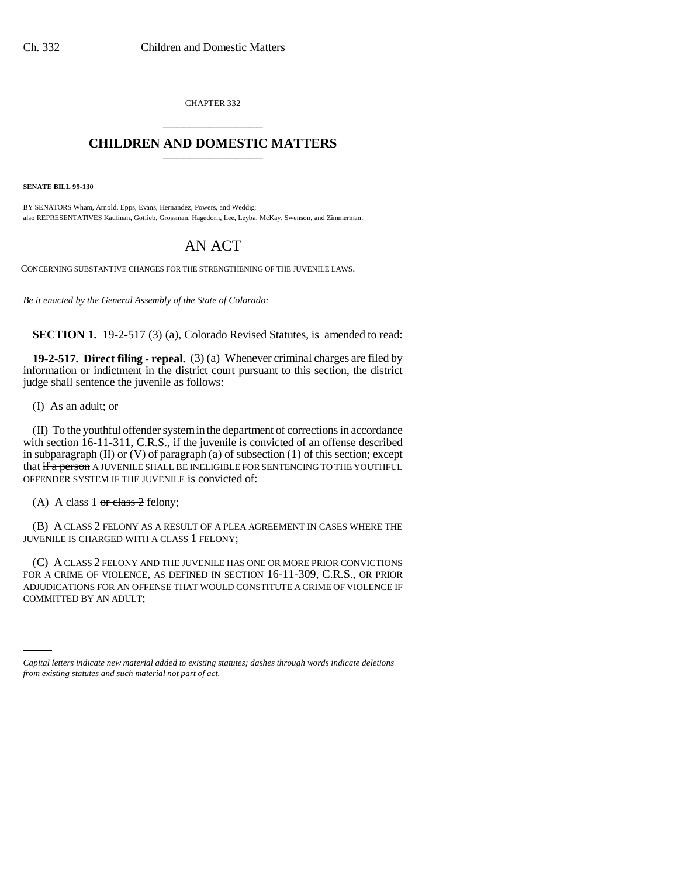CHAPTER 332

# CHILDREN AND DOMESTIC MATTERS

**SENATE BILL 99-130**

BY SENATORS Wham, Arnold, Epps, Evans, Hernandez, Powers, and Weddig;
also REPRESENTATIVES Kaufman, Gotlieb, Grossman, Hagedorn, Lee, Leyba, McKay, Swenson, and Zimmerman.

## AN ACT

CONCERNING SUBSTANTIVE CHANGES FOR THE STRENGTHENING OF THE JUVENILE LAWS.

*Be it enacted by the General Assembly of the State of Colorado:*

**SECTION 1.** 19-2-517 (3) (a), Colorado Revised Statutes, is amended to read:

**19-2-517. Direct filing - repeal.** (3) (a) Whenever criminal charges are filed by information or indictment in the district court pursuant to this section, the district judge shall sentence the juvenile as follows:

(I) As an adult; or

(II) To the youthful offender system in the department of corrections in accordance with section 16-11-311, C.R.S., if the juvenile is convicted of an offense described in subparagraph (II) or (V) of paragraph (a) of subsection (1) of this section; except that ~~if a person~~ A JUVENILE SHALL BE INELIGIBLE FOR SENTENCING TO THE YOUTHFUL OFFENDER SYSTEM IF THE JUVENILE is convicted of:

(A) A class 1 ~~or class 2~~ felony;

(B) A CLASS 2 FELONY AS A RESULT OF A PLEA AGREEMENT IN CASES WHERE THE JUVENILE IS CHARGED WITH A CLASS 1 FELONY;

(C) A CLASS 2 FELONY AND THE JUVENILE HAS ONE OR MORE PRIOR CONVICTIONS FOR A CRIME OF VIOLENCE, AS DEFINED IN SECTION 16-11-309, C.R.S., OR PRIOR ADJUDICATIONS FOR AN OFFENSE THAT WOULD CONSTITUTE A CRIME OF VIOLENCE IF COMMITTED BY AN ADULT;

*Capital letters indicate new material added to existing statutes; dashes through words indicate deletions from existing statutes and such material not part of act.*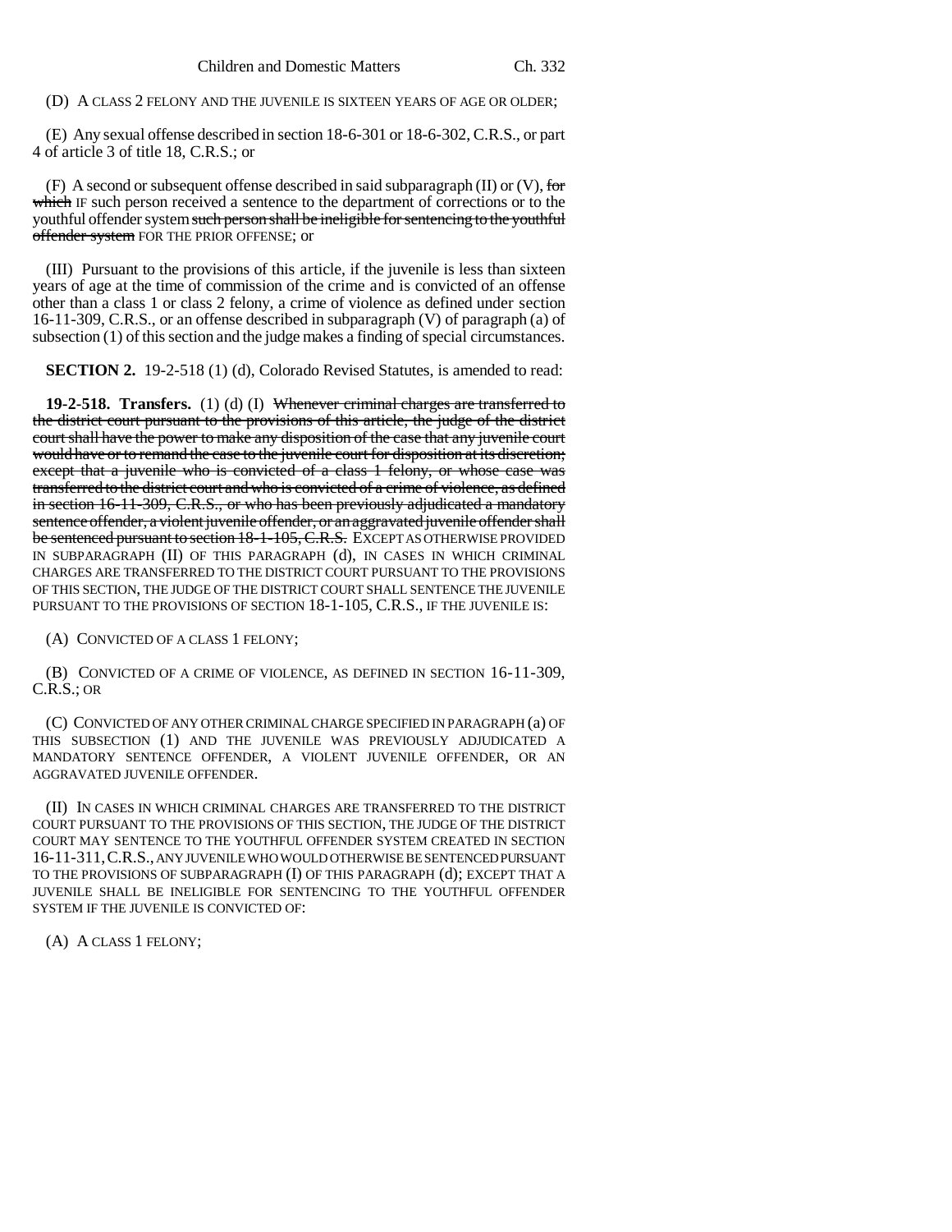(D) A CLASS 2 FELONY AND THE JUVENILE IS SIXTEEN YEARS OF AGE OR OLDER;

(E) Any sexual offense described in section 18-6-301 or 18-6-302, C.R.S., or part 4 of article 3 of title 18, C.R.S.; or

(F) A second or subsequent offense described in said subparagraph (II) or (V), ~~for which~~ IF such person received a sentence to the department of corrections or to the youthful offender system ~~such person shall be ineligible for sentencing to the youthful offender system~~ FOR THE PRIOR OFFENSE; or

(III) Pursuant to the provisions of this article, if the juvenile is less than sixteen years of age at the time of commission of the crime and is convicted of an offense other than a class 1 or class 2 felony, a crime of violence as defined under section 16-11-309, C.R.S., or an offense described in subparagraph (V) of paragraph (a) of subsection (1) of this section and the judge makes a finding of special circumstances.

**SECTION 2.** 19-2-518 (1) (d), Colorado Revised Statutes, is amended to read:

**19-2-518. Transfers.** (1) (d) (I) ~~Whenever criminal charges are transferred to the district court pursuant to the provisions of this article, the judge of the district court shall have the power to make any disposition of the case that any juvenile court would have or to remand the case to the juvenile court for disposition at its discretion; except that a juvenile who is convicted of a class 1 felony, or whose case was transferred to the district court and who is convicted of a crime of violence, as defined in section 16-11-309, C.R.S., or who has been previously adjudicated a mandatory sentence offender, a violent juvenile offender, or an aggravated juvenile offender shall be sentenced pursuant to section 18-1-105, C.R.S.~~ EXCEPT AS OTHERWISE PROVIDED IN SUBPARAGRAPH (II) OF THIS PARAGRAPH (d), IN CASES IN WHICH CRIMINAL CHARGES ARE TRANSFERRED TO THE DISTRICT COURT PURSUANT TO THE PROVISIONS OF THIS SECTION, THE JUDGE OF THE DISTRICT COURT SHALL SENTENCE THE JUVENILE PURSUANT TO THE PROVISIONS OF SECTION 18-1-105, C.R.S., IF THE JUVENILE IS:

(A) CONVICTED OF A CLASS 1 FELONY;

(B) CONVICTED OF A CRIME OF VIOLENCE, AS DEFINED IN SECTION 16-11-309, C.R.S.; OR

(C) CONVICTED OF ANY OTHER CRIMINAL CHARGE SPECIFIED IN PARAGRAPH (a) OF THIS SUBSECTION (1) AND THE JUVENILE WAS PREVIOUSLY ADJUDICATED A MANDATORY SENTENCE OFFENDER, A VIOLENT JUVENILE OFFENDER, OR AN AGGRAVATED JUVENILE OFFENDER.

(II) IN CASES IN WHICH CRIMINAL CHARGES ARE TRANSFERRED TO THE DISTRICT COURT PURSUANT TO THE PROVISIONS OF THIS SECTION, THE JUDGE OF THE DISTRICT COURT MAY SENTENCE TO THE YOUTHFUL OFFENDER SYSTEM CREATED IN SECTION 16-11-311, C.R.S., ANY JUVENILE WHO WOULD OTHERWISE BE SENTENCED PURSUANT TO THE PROVISIONS OF SUBPARAGRAPH (I) OF THIS PARAGRAPH (d); EXCEPT THAT A JUVENILE SHALL BE INELIGIBLE FOR SENTENCING TO THE YOUTHFUL OFFENDER SYSTEM IF THE JUVENILE IS CONVICTED OF:

(A) A CLASS 1 FELONY;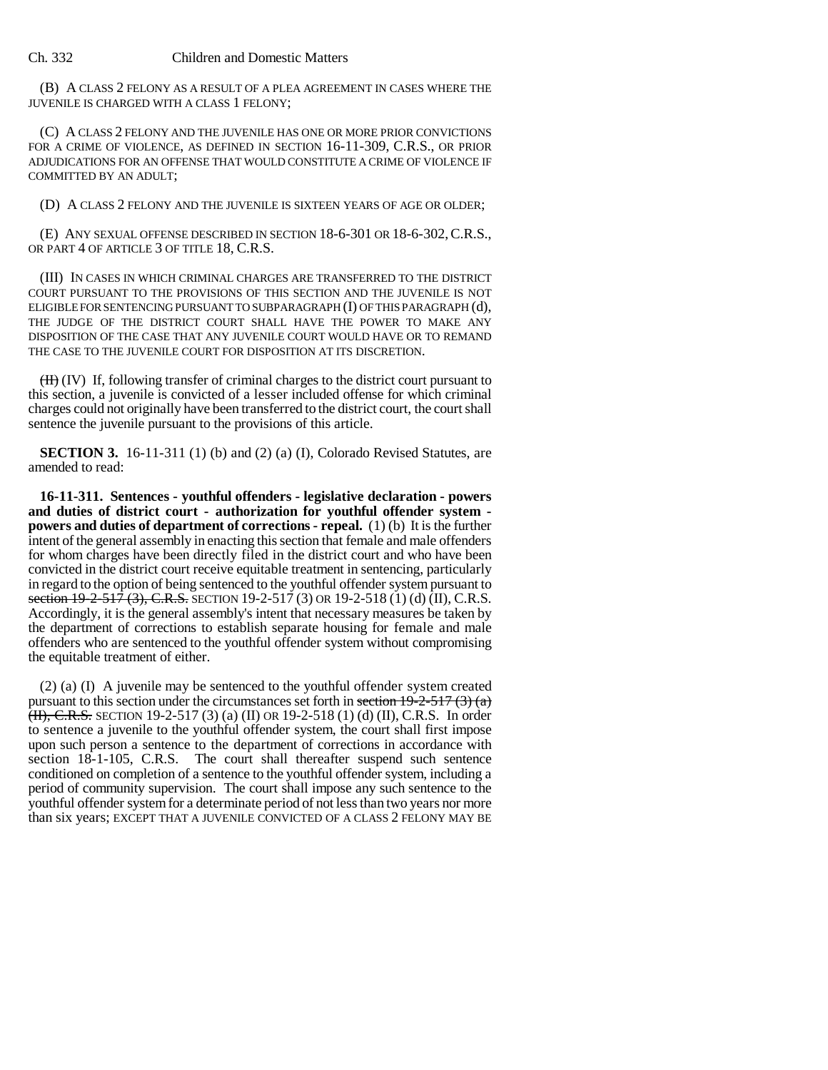(B) A CLASS 2 FELONY AS A RESULT OF A PLEA AGREEMENT IN CASES WHERE THE JUVENILE IS CHARGED WITH A CLASS 1 FELONY;

(C) A CLASS 2 FELONY AND THE JUVENILE HAS ONE OR MORE PRIOR CONVICTIONS FOR A CRIME OF VIOLENCE, AS DEFINED IN SECTION 16-11-309, C.R.S., OR PRIOR ADJUDICATIONS FOR AN OFFENSE THAT WOULD CONSTITUTE A CRIME OF VIOLENCE IF COMMITTED BY AN ADULT;

(D) A CLASS 2 FELONY AND THE JUVENILE IS SIXTEEN YEARS OF AGE OR OLDER;

(E) ANY SEXUAL OFFENSE DESCRIBED IN SECTION 18-6-301 OR 18-6-302, C.R.S., OR PART 4 OF ARTICLE 3 OF TITLE 18, C.R.S.

(III) IN CASES IN WHICH CRIMINAL CHARGES ARE TRANSFERRED TO THE DISTRICT COURT PURSUANT TO THE PROVISIONS OF THIS SECTION AND THE JUVENILE IS NOT ELIGIBLE FOR SENTENCING PURSUANT TO SUBPARAGRAPH (I) OF THIS PARAGRAPH (d), THE JUDGE OF THE DISTRICT COURT SHALL HAVE THE POWER TO MAKE ANY DISPOSITION OF THE CASE THAT ANY JUVENILE COURT WOULD HAVE OR TO REMAND THE CASE TO THE JUVENILE COURT FOR DISPOSITION AT ITS DISCRETION.

~~(II)~~ (IV) If, following transfer of criminal charges to the district court pursuant to this section, a juvenile is convicted of a lesser included offense for which criminal charges could not originally have been transferred to the district court, the court shall sentence the juvenile pursuant to the provisions of this article.

**SECTION 3.** 16-11-311 (1) (b) and (2) (a) (I), Colorado Revised Statutes, are amended to read:

**16-11-311. Sentences - youthful offenders - legislative declaration - powers and duties of district court - authorization for youthful offender system - powers and duties of department of corrections - repeal.** (1) (b) It is the further intent of the general assembly in enacting this section that female and male offenders for whom charges have been directly filed in the district court and who have been convicted in the district court receive equitable treatment in sentencing, particularly in regard to the option of being sentenced to the youthful offender system pursuant to ~~section 19-2-517 (3), C.R.S.~~ SECTION 19-2-517 (3) OR 19-2-518 (1) (d) (II), C.R.S. Accordingly, it is the general assembly's intent that necessary measures be taken by the department of corrections to establish separate housing for female and male offenders who are sentenced to the youthful offender system without compromising the equitable treatment of either.

(2) (a) (I) A juvenile may be sentenced to the youthful offender system created pursuant to this section under the circumstances set forth in ~~section 19-2-517 (3) (a) (II), C.R.S.~~ SECTION 19-2-517 (3) (a) (II) OR 19-2-518 (1) (d) (II), C.R.S. In order to sentence a juvenile to the youthful offender system, the court shall first impose upon such person a sentence to the department of corrections in accordance with section 18-1-105, C.R.S. The court shall thereafter suspend such sentence conditioned on completion of a sentence to the youthful offender system, including a period of community supervision. The court shall impose any such sentence to the youthful offender system for a determinate period of not less than two years nor more than six years; EXCEPT THAT A JUVENILE CONVICTED OF A CLASS 2 FELONY MAY BE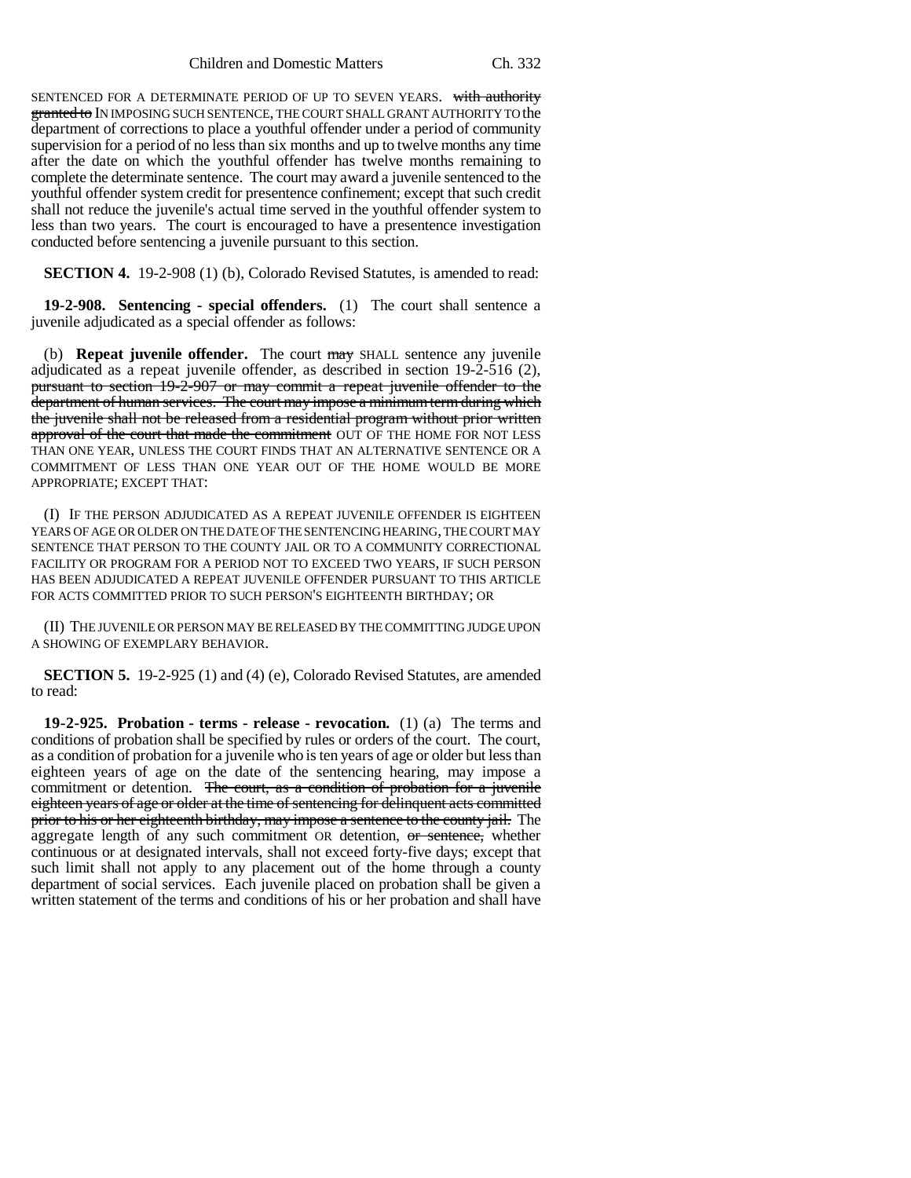SENTENCED FOR A DETERMINATE PERIOD OF UP TO SEVEN YEARS. ~~with authority granted to~~ IN IMPOSING SUCH SENTENCE, THE COURT SHALL GRANT AUTHORITY TO the department of corrections to place a youthful offender under a period of community supervision for a period of no less than six months and up to twelve months any time after the date on which the youthful offender has twelve months remaining to complete the determinate sentence. The court may award a juvenile sentenced to the youthful offender system credit for presentence confinement; except that such credit shall not reduce the juvenile's actual time served in the youthful offender system to less than two years. The court is encouraged to have a presentence investigation conducted before sentencing a juvenile pursuant to this section.

**SECTION 4.** 19-2-908 (1) (b), Colorado Revised Statutes, is amended to read:

**19-2-908. Sentencing - special offenders.** (1) The court shall sentence a juvenile adjudicated as a special offender as follows:

(b) **Repeat juvenile offender.** The court ~~may~~ SHALL sentence any juvenile adjudicated as a repeat juvenile offender, as described in section 19-2-516 (2), ~~pursuant to section 19-2-907 or may commit a repeat juvenile offender to the department of human services. The court may impose a minimum term during which the juvenile shall not be released from a residential program without prior written approval of the court that made the commitment~~ OUT OF THE HOME FOR NOT LESS THAN ONE YEAR, UNLESS THE COURT FINDS THAT AN ALTERNATIVE SENTENCE OR A COMMITMENT OF LESS THAN ONE YEAR OUT OF THE HOME WOULD BE MORE APPROPRIATE; EXCEPT THAT:

(I) IF THE PERSON ADJUDICATED AS A REPEAT JUVENILE OFFENDER IS EIGHTEEN YEARS OF AGE OR OLDER ON THE DATE OF THE SENTENCING HEARING, THE COURT MAY SENTENCE THAT PERSON TO THE COUNTY JAIL OR TO A COMMUNITY CORRECTIONAL FACILITY OR PROGRAM FOR A PERIOD NOT TO EXCEED TWO YEARS, IF SUCH PERSON HAS BEEN ADJUDICATED A REPEAT JUVENILE OFFENDER PURSUANT TO THIS ARTICLE FOR ACTS COMMITTED PRIOR TO SUCH PERSON'S EIGHTEENTH BIRTHDAY; OR

(II) THE JUVENILE OR PERSON MAY BE RELEASED BY THE COMMITTING JUDGE UPON A SHOWING OF EXEMPLARY BEHAVIOR.

**SECTION 5.** 19-2-925 (1) and (4) (e), Colorado Revised Statutes, are amended to read:

**19-2-925. Probation - terms - release - revocation.** (1) (a) The terms and conditions of probation shall be specified by rules or orders of the court. The court, as a condition of probation for a juvenile who is ten years of age or older but less than eighteen years of age on the date of the sentencing hearing, may impose a commitment or detention. ~~The court, as a condition of probation for a juvenile eighteen years of age or older at the time of sentencing for delinquent acts committed prior to his or her eighteenth birthday, may impose a sentence to the county jail.~~ The aggregate length of any such commitment OR detention, ~~or sentence,~~ whether continuous or at designated intervals, shall not exceed forty-five days; except that such limit shall not apply to any placement out of the home through a county department of social services. Each juvenile placed on probation shall be given a written statement of the terms and conditions of his or her probation and shall have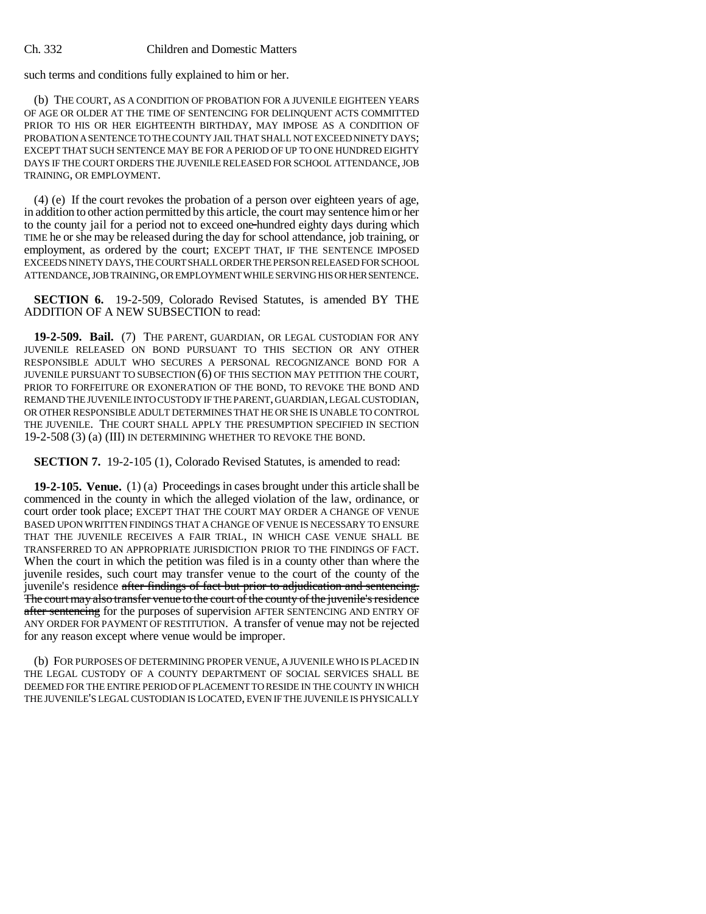such terms and conditions fully explained to him or her.

(b) THE COURT, AS A CONDITION OF PROBATION FOR A JUVENILE EIGHTEEN YEARS OF AGE OR OLDER AT THE TIME OF SENTENCING FOR DELINQUENT ACTS COMMITTED PRIOR TO HIS OR HER EIGHTEENTH BIRTHDAY, MAY IMPOSE AS A CONDITION OF PROBATION A SENTENCE TO THE COUNTY JAIL THAT SHALL NOT EXCEED NINETY DAYS; EXCEPT THAT SUCH SENTENCE MAY BE FOR A PERIOD OF UP TO ONE HUNDRED EIGHTY DAYS IF THE COURT ORDERS THE JUVENILE RELEASED FOR SCHOOL ATTENDANCE, JOB TRAINING, OR EMPLOYMENT.

(4) (e) If the court revokes the probation of a person over eighteen years of age, in addition to other action permitted by this article, the court may sentence him or her to the county jail for a period not to exceed one-hundred eighty days during which TIME he or she may be released during the day for school attendance, job training, or employment, as ordered by the court; EXCEPT THAT, IF THE SENTENCE IMPOSED EXCEEDS NINETY DAYS, THE COURT SHALL ORDER THE PERSON RELEASED FOR SCHOOL ATTENDANCE, JOB TRAINING, OR EMPLOYMENT WHILE SERVING HIS OR HER SENTENCE.

**SECTION 6.** 19-2-509, Colorado Revised Statutes, is amended BY THE ADDITION OF A NEW SUBSECTION to read:

**19-2-509. Bail.** (7) THE PARENT, GUARDIAN, OR LEGAL CUSTODIAN FOR ANY JUVENILE RELEASED ON BOND PURSUANT TO THIS SECTION OR ANY OTHER RESPONSIBLE ADULT WHO SECURES A PERSONAL RECOGNIZANCE BOND FOR A JUVENILE PURSUANT TO SUBSECTION (6) OF THIS SECTION MAY PETITION THE COURT, PRIOR TO FORFEITURE OR EXONERATION OF THE BOND, TO REVOKE THE BOND AND REMAND THE JUVENILE INTO CUSTODY IF THE PARENT, GUARDIAN, LEGAL CUSTODIAN, OR OTHER RESPONSIBLE ADULT DETERMINES THAT HE OR SHE IS UNABLE TO CONTROL THE JUVENILE. THE COURT SHALL APPLY THE PRESUMPTION SPECIFIED IN SECTION 19-2-508 (3) (a) (III) IN DETERMINING WHETHER TO REVOKE THE BOND.

**SECTION 7.** 19-2-105 (1), Colorado Revised Statutes, is amended to read:

**19-2-105. Venue.** (1) (a) Proceedings in cases brought under this article shall be commenced in the county in which the alleged violation of the law, ordinance, or court order took place; EXCEPT THAT THE COURT MAY ORDER A CHANGE OF VENUE BASED UPON WRITTEN FINDINGS THAT A CHANGE OF VENUE IS NECESSARY TO ENSURE THAT THE JUVENILE RECEIVES A FAIR TRIAL, IN WHICH CASE VENUE SHALL BE TRANSFERRED TO AN APPROPRIATE JURISDICTION PRIOR TO THE FINDINGS OF FACT. When the court in which the petition was filed is in a county other than where the juvenile resides, such court may transfer venue to the court of the county of the juvenile's residence ~~after findings of fact but prior to adjudication and sentencing. The court may also transfer venue to the court of the county of the juvenile's residence after sentencing~~ for the purposes of supervision AFTER SENTENCING AND ENTRY OF ANY ORDER FOR PAYMENT OF RESTITUTION. A transfer of venue may not be rejected for any reason except where venue would be improper.

(b) FOR PURPOSES OF DETERMINING PROPER VENUE, A JUVENILE WHO IS PLACED IN THE LEGAL CUSTODY OF A COUNTY DEPARTMENT OF SOCIAL SERVICES SHALL BE DEEMED FOR THE ENTIRE PERIOD OF PLACEMENT TO RESIDE IN THE COUNTY IN WHICH THE JUVENILE'S LEGAL CUSTODIAN IS LOCATED, EVEN IF THE JUVENILE IS PHYSICALLY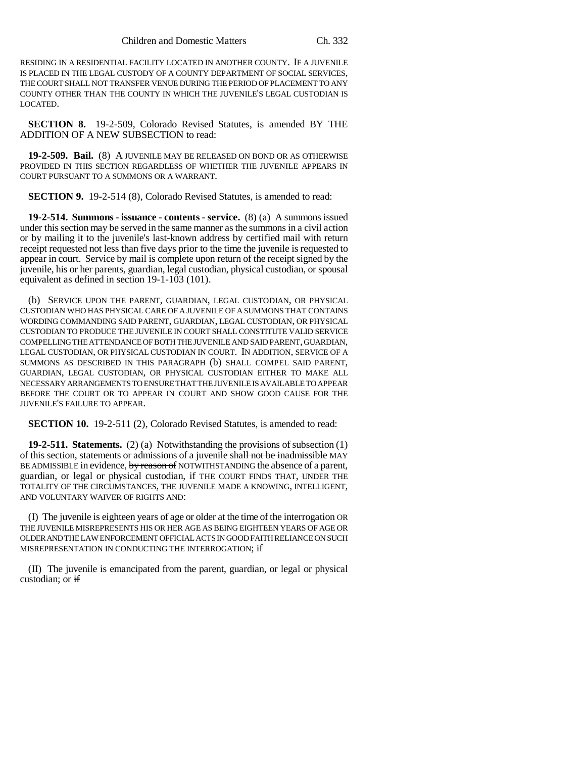RESIDING IN A RESIDENTIAL FACILITY LOCATED IN ANOTHER COUNTY. IF A JUVENILE IS PLACED IN THE LEGAL CUSTODY OF A COUNTY DEPARTMENT OF SOCIAL SERVICES, THE COURT SHALL NOT TRANSFER VENUE DURING THE PERIOD OF PLACEMENT TO ANY COUNTY OTHER THAN THE COUNTY IN WHICH THE JUVENILE'S LEGAL CUSTODIAN IS LOCATED.

**SECTION 8.** 19-2-509, Colorado Revised Statutes, is amended BY THE ADDITION OF A NEW SUBSECTION to read:

**19-2-509. Bail.** (8) A JUVENILE MAY BE RELEASED ON BOND OR AS OTHERWISE PROVIDED IN THIS SECTION REGARDLESS OF WHETHER THE JUVENILE APPEARS IN COURT PURSUANT TO A SUMMONS OR A WARRANT.

**SECTION 9.** 19-2-514 (8), Colorado Revised Statutes, is amended to read:

**19-2-514. Summons - issuance - contents - service.** (8) (a) A summons issued under this section may be served in the same manner as the summons in a civil action or by mailing it to the juvenile's last-known address by certified mail with return receipt requested not less than five days prior to the time the juvenile is requested to appear in court. Service by mail is complete upon return of the receipt signed by the juvenile, his or her parents, guardian, legal custodian, physical custodian, or spousal equivalent as defined in section 19-1-103 (101).

(b) SERVICE UPON THE PARENT, GUARDIAN, LEGAL CUSTODIAN, OR PHYSICAL CUSTODIAN WHO HAS PHYSICAL CARE OF A JUVENILE OF A SUMMONS THAT CONTAINS WORDING COMMANDING SAID PARENT, GUARDIAN, LEGAL CUSTODIAN, OR PHYSICAL CUSTODIAN TO PRODUCE THE JUVENILE IN COURT SHALL CONSTITUTE VALID SERVICE COMPELLING THE ATTENDANCE OF BOTH THE JUVENILE AND SAID PARENT, GUARDIAN, LEGAL CUSTODIAN, OR PHYSICAL CUSTODIAN IN COURT. IN ADDITION, SERVICE OF A SUMMONS AS DESCRIBED IN THIS PARAGRAPH (b) SHALL COMPEL SAID PARENT, GUARDIAN, LEGAL CUSTODIAN, OR PHYSICAL CUSTODIAN EITHER TO MAKE ALL NECESSARY ARRANGEMENTS TO ENSURE THAT THE JUVENILE IS AVAILABLE TO APPEAR BEFORE THE COURT OR TO APPEAR IN COURT AND SHOW GOOD CAUSE FOR THE JUVENILE'S FAILURE TO APPEAR.

**SECTION 10.** 19-2-511 (2), Colorado Revised Statutes, is amended to read:

**19-2-511. Statements.** (2) (a) Notwithstanding the provisions of subsection (1) of this section, statements or admissions of a juvenile ~~shall not be inadmissible~~ MAY BE ADMISSIBLE in evidence, ~~by reason of~~ NOTWITHSTANDING the absence of a parent, guardian, or legal or physical custodian, if THE COURT FINDS THAT, UNDER THE TOTALITY OF THE CIRCUMSTANCES, THE JUVENILE MADE A KNOWING, INTELLIGENT, AND VOLUNTARY WAIVER OF RIGHTS AND:

(I) The juvenile is eighteen years of age or older at the time of the interrogation OR THE JUVENILE MISREPRESENTS HIS OR HER AGE AS BEING EIGHTEEN YEARS OF AGE OR OLDER AND THE LAW ENFORCEMENT OFFICIAL ACTS IN GOOD FAITH RELIANCE ON SUCH MISREPRESENTATION IN CONDUCTING THE INTERROGATION; ~~if~~

(II) The juvenile is emancipated from the parent, guardian, or legal or physical custodian; or ~~if~~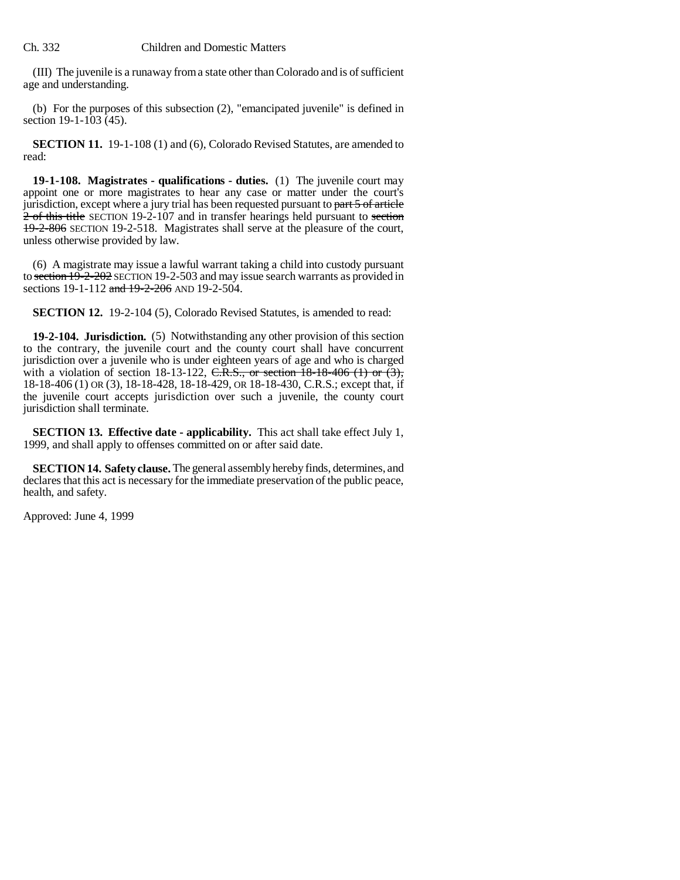(III) The juvenile is a runaway from a state other than Colorado and is of sufficient age and understanding.

(b) For the purposes of this subsection (2), "emancipated juvenile" is defined in section 19-1-103 (45).

**SECTION 11.** 19-1-108 (1) and (6), Colorado Revised Statutes, are amended to read:

**19-1-108. Magistrates - qualifications - duties.** (1) The juvenile court may appoint one or more magistrates to hear any case or matter under the court's jurisdiction, except where a jury trial has been requested pursuant to ~~part 5 of article 2 of this title~~ SECTION 19-2-107 and in transfer hearings held pursuant to ~~section 19-2-806~~ SECTION 19-2-518. Magistrates shall serve at the pleasure of the court, unless otherwise provided by law.

(6) A magistrate may issue a lawful warrant taking a child into custody pursuant to ~~section 19-2-202~~ SECTION 19-2-503 and may issue search warrants as provided in sections 19-1-112 ~~and 19-2-206~~ AND 19-2-504.

**SECTION 12.** 19-2-104 (5), Colorado Revised Statutes, is amended to read:

**19-2-104. Jurisdiction.** (5) Notwithstanding any other provision of this section to the contrary, the juvenile court and the county court shall have concurrent jurisdiction over a juvenile who is under eighteen years of age and who is charged with a violation of section 18-13-122, ~~C.R.S., or section 18-18-406 (1) or (3),~~ 18-18-406 (1) OR (3), 18-18-428, 18-18-429, OR 18-18-430, C.R.S.; except that, if the juvenile court accepts jurisdiction over such a juvenile, the county court jurisdiction shall terminate.

**SECTION 13. Effective date - applicability.** This act shall take effect July 1, 1999, and shall apply to offenses committed on or after said date.

**SECTION 14. Safety clause.** The general assembly hereby finds, determines, and declares that this act is necessary for the immediate preservation of the public peace, health, and safety.

Approved: June 4, 1999